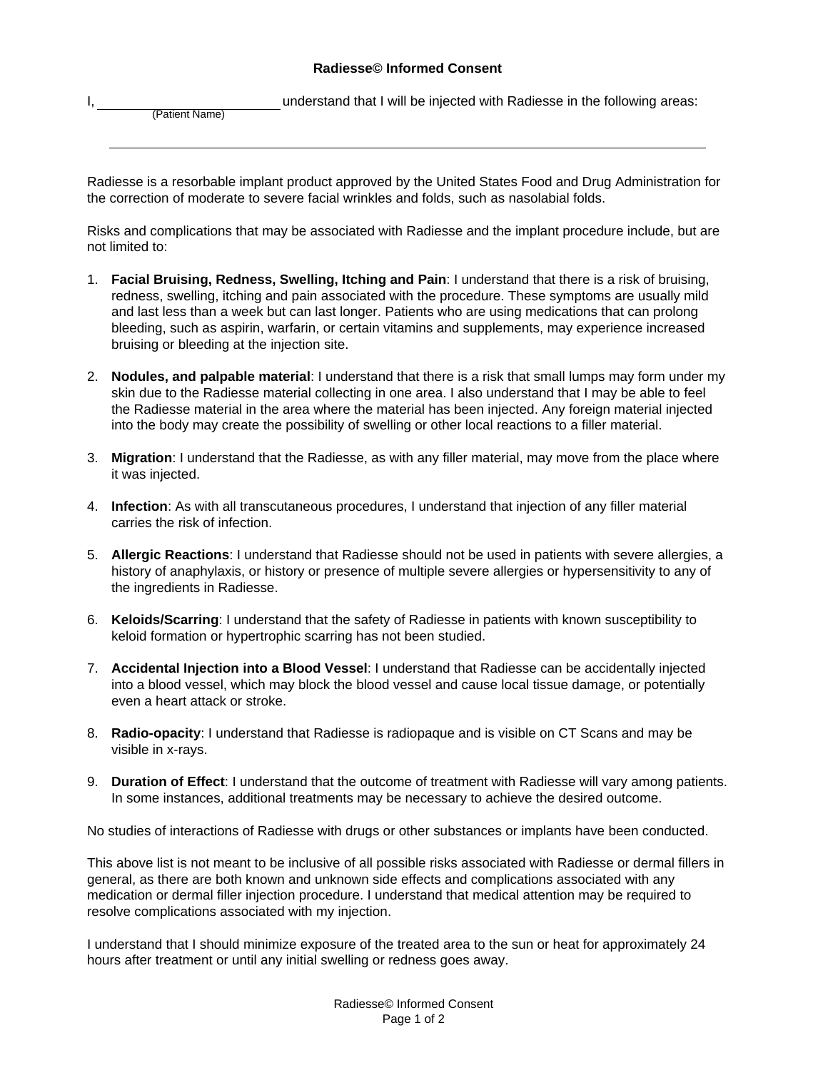# Radiesse© Informed Consent

I, ________________________ understand that I will be injected with Radiesse in the following areas:
(Patient Name)

_____________________________________________________________________________

Radiesse is a resorbable implant product approved by the United States Food and Drug Administration for the correction of moderate to severe facial wrinkles and folds, such as nasolabial folds.

Risks and complications that may be associated with Radiesse and the implant procedure include, but are not limited to:

1. **Facial Bruising, Redness, Swelling, Itching and Pain**: I understand that there is a risk of bruising, redness, swelling, itching and pain associated with the procedure. These symptoms are usually mild and last less than a week but can last longer. Patients who are using medications that can prolong bleeding, such as aspirin, warfarin, or certain vitamins and supplements, may experience increased bruising or bleeding at the injection site.

2. **Nodules, and palpable material**: I understand that there is a risk that small lumps may form under my skin due to the Radiesse material collecting in one area. I also understand that I may be able to feel the Radiesse material in the area where the material has been injected. Any foreign material injected into the body may create the possibility of swelling or other local reactions to a filler material.

3. **Migration**: I understand that the Radiesse, as with any filler material, may move from the place where it was injected.

4. **Infection**: As with all transcutaneous procedures, I understand that injection of any filler material carries the risk of infection.

5. **Allergic Reactions**: I understand that Radiesse should not be used in patients with severe allergies, a history of anaphylaxis, or history or presence of multiple severe allergies or hypersensitivity to any of the ingredients in Radiesse.

6. **Keloids/Scarring**: I understand that the safety of Radiesse in patients with known susceptibility to keloid formation or hypertrophic scarring has not been studied.

7. **Accidental Injection into a Blood Vessel**: I understand that Radiesse can be accidentally injected into a blood vessel, which may block the blood vessel and cause local tissue damage, or potentially even a heart attack or stroke.

8. **Radio-opacity**: I understand that Radiesse is radiopaque and is visible on CT Scans and may be visible in x-rays.

9. **Duration of Effect**: I understand that the outcome of treatment with Radiesse will vary among patients. In some instances, additional treatments may be necessary to achieve the desired outcome.

No studies of interactions of Radiesse with drugs or other substances or implants have been conducted.

This above list is not meant to be inclusive of all possible risks associated with Radiesse or dermal fillers in general, as there are both known and unknown side effects and complications associated with any medication or dermal filler injection procedure. I understand that medical attention may be required to resolve complications associated with my injection.

I understand that I should minimize exposure of the treated area to the sun or heat for approximately 24 hours after treatment or until any initial swelling or redness goes away.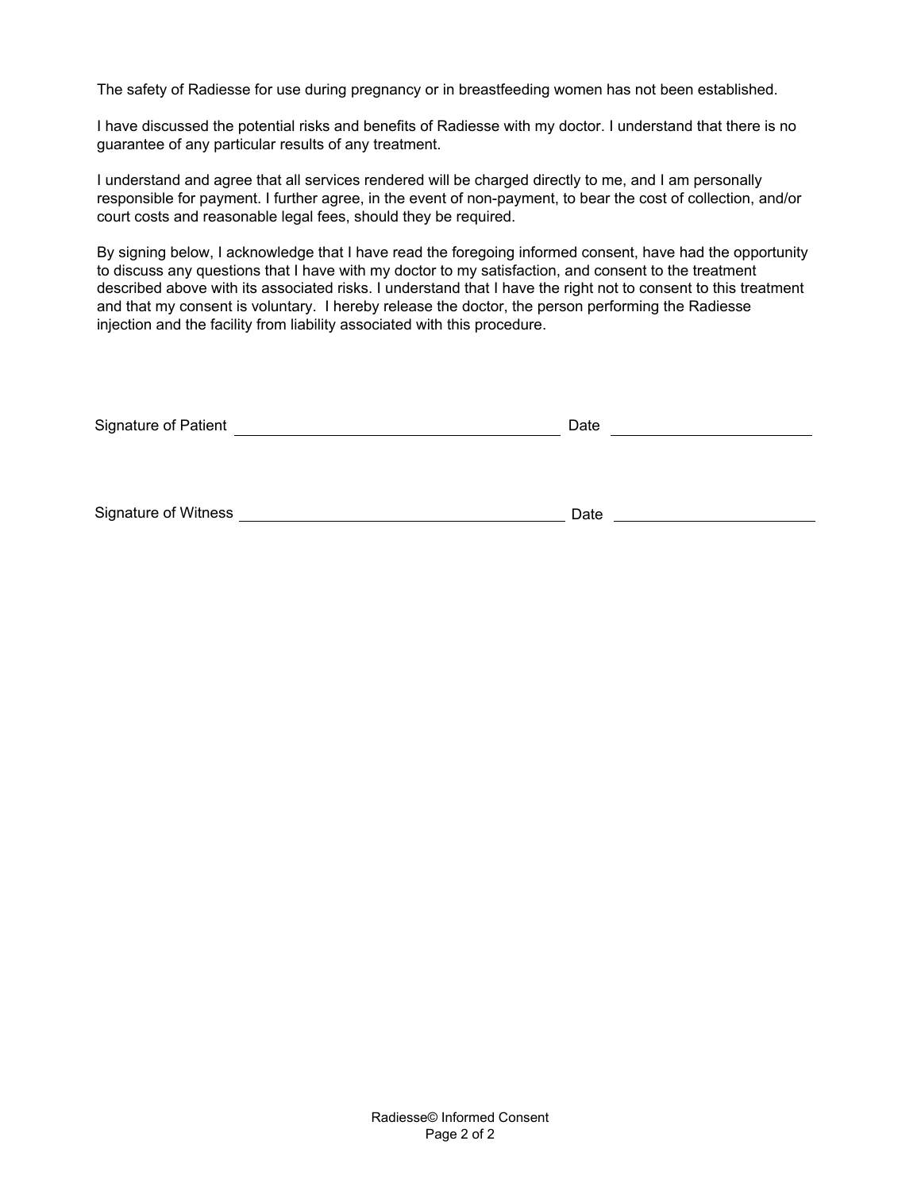The safety of Radiesse for use during pregnancy or in breastfeeding women has not been established.

I have discussed the potential risks and benefits of Radiesse with my doctor. I understand that there is no guarantee of any particular results of any treatment.

I understand and agree that all services rendered will be charged directly to me, and I am personally responsible for payment. I further agree, in the event of non-payment, to bear the cost of collection, and/or court costs and reasonable legal fees, should they be required.

By signing below, I acknowledge that I have read the foregoing informed consent, have had the opportunity to discuss any questions that I have with my doctor to my satisfaction, and consent to the treatment described above with its associated risks. I understand that I have the right not to consent to this treatment and that my consent is voluntary. I hereby release the doctor, the person performing the Radiesse injection and the facility from liability associated with this procedure.

Signature of Patient ________________________________ Date ____________________

Signature of Witness ________________________________ Date ____________________